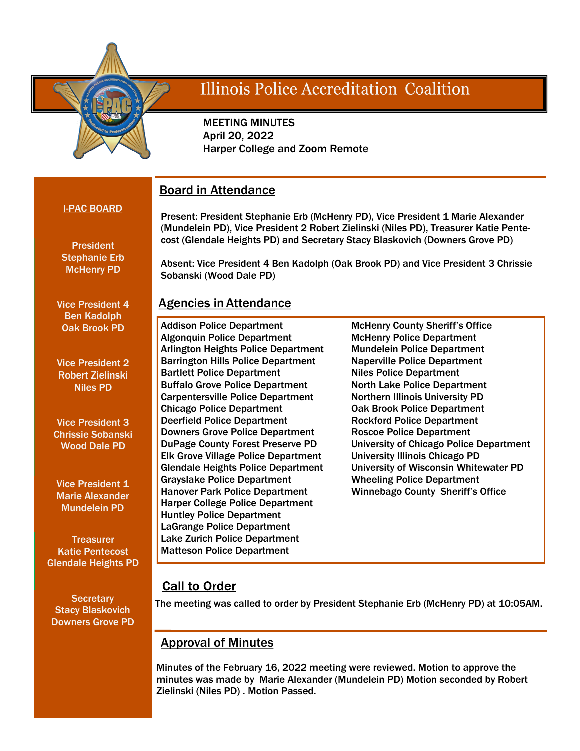# Illinois Police Accreditation Coalition

MEETING MINUTES
April 20, 2022
Harper College and Zoom Remote

**I-PAC BOARD**

President
Stephanie Erb
McHenry PD

Vice President 4
Ben Kadolph
Oak Brook PD

Vice President 2
Robert Zielinski
Niles PD

Vice President 3
Chrissie Sobanski
Wood Dale PD

Vice President 1
Marie Alexander
Mundelein PD

Treasurer
Katie Pentecost
Glendale Heights PD

Secretary
Stacy Blaskovich
Downers Grove PD

## Board in Attendance

Present: President Stephanie Erb (McHenry PD), Vice President 1 Marie Alexander (Mundelein PD), Vice President 2 Robert Zielinski (Niles PD), Treasurer Katie Pentecost (Glendale Heights PD) and Secretary Stacy Blaskovich (Downers Grove PD)

Absent: Vice President 4 Ben Kadolph (Oak Brook PD) and Vice President 3 Chrissie Sobanski (Wood Dale PD)

## Agencies in Attendance

Addison Police Department
Algonquin Police Department
Arlington Heights Police Department
Barrington Hills Police Department
Bartlett Police Department
Buffalo Grove Police Department
Carpentersville Police Department
Chicago Police Department
Deerfield Police Department
Downers Grove Police Department
DuPage County Forest Preserve PD
Elk Grove Village Police Department
Glendale Heights Police Department
Grayslake Police Department
Hanover Park Police Department
Harper College Police Department
Huntley Police Department
LaGrange Police Department
Lake Zurich Police Department
Matteson Police Department
McHenry County Sheriff's Office
McHenry Police Department
Mundelein Police Department
Naperville Police Department
Niles Police Department
North Lake Police Department
Northern Illinois University PD
Oak Brook Police Department
Rockford Police Department
Roscoe Police Department
University of Chicago Police Department
University Illinois Chicago PD
University of Wisconsin Whitewater PD
Wheeling Police Department
Winnebago County Sheriff's Office

## Call to Order

The meeting was called to order by President Stephanie Erb (McHenry PD) at 10:05AM.

## Approval of Minutes

Minutes of the February 16, 2022 meeting were reviewed. Motion to approve the minutes was made by Marie Alexander (Mundelein PD) Motion seconded by Robert Zielinski (Niles PD) . Motion Passed.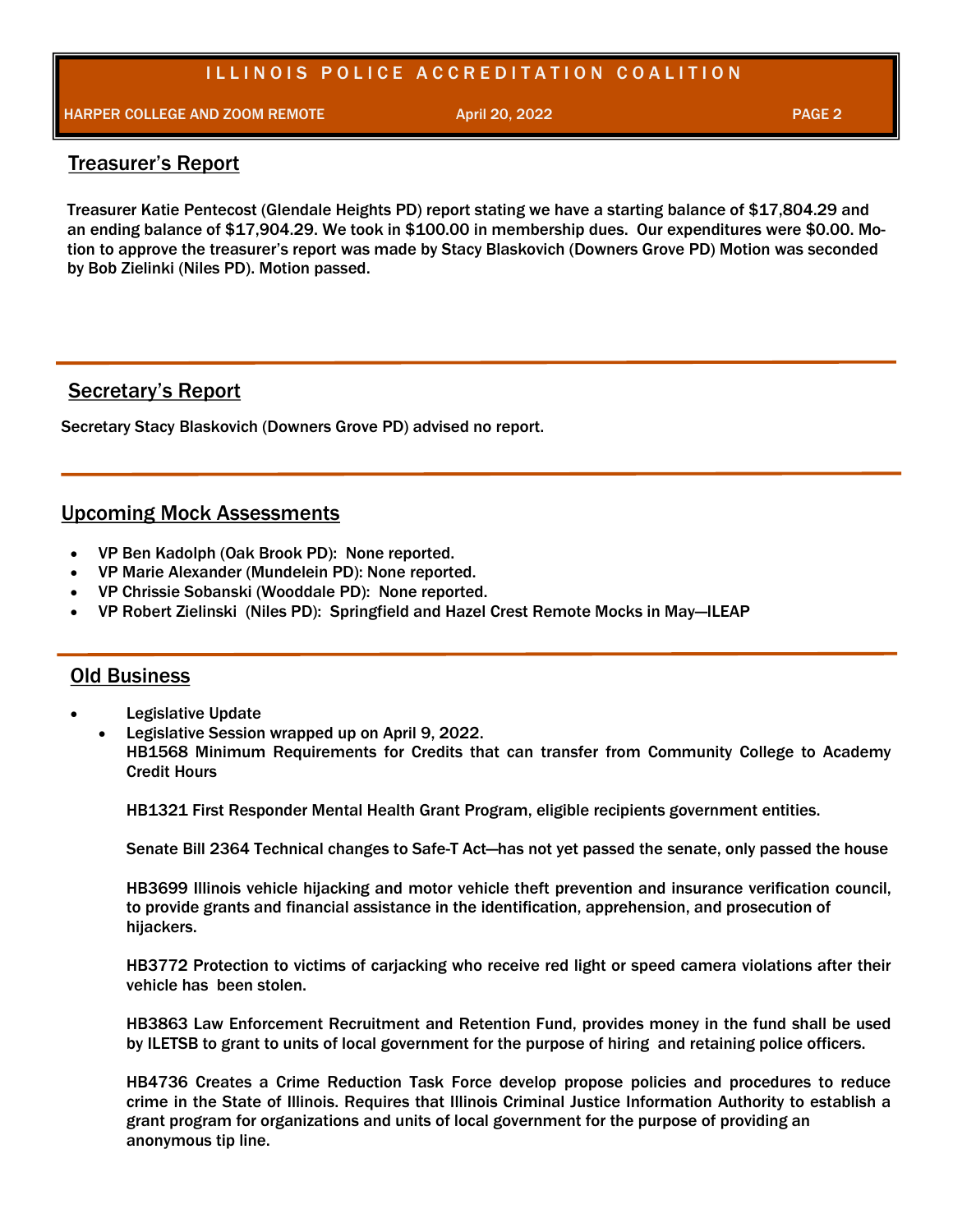## Treasurer's Report

Treasurer Katie Pentecost (Glendale Heights PD) report stating we have a starting balance of $17,804.29 and an ending balance of $17,904.29. We took in $100.00 in membership dues. Our expenditures were $0.00. Motion to approve the treasurer's report was made by Stacy Blaskovich (Downers Grove PD) Motion was seconded by Bob Zielinki (Niles PD). Motion passed.

## Secretary's Report

Secretary Stacy Blaskovich (Downers Grove PD) advised no report.

## Upcoming Mock Assessments

- VP Ben Kadolph (Oak Brook PD): None reported.
- VP Marie Alexander (Mundelein PD): None reported.
- VP Chrissie Sobanski (Wooddale PD): None reported.
- VP Robert Zielinski (Niles PD): Springfield and Hazel Crest Remote Mocks in May—ILEAP

## Old Business

- Legislative Update
  - Legislative Session wrapped up on April 9, 2022.

    HB1568 Minimum Requirements for Credits that can transfer from Community College to Academy Credit Hours

    HB1321 First Responder Mental Health Grant Program, eligible recipients government entities.

    Senate Bill 2364 Technical changes to Safe-T Act—has not yet passed the senate, only passed the house

    HB3699 Illinois vehicle hijacking and motor vehicle theft prevention and insurance verification council, to provide grants and financial assistance in the identification, apprehension, and prosecution of hijackers.

    HB3772 Protection to victims of carjacking who receive red light or speed camera violations after their vehicle has been stolen.

    HB3863 Law Enforcement Recruitment and Retention Fund, provides money in the fund shall be used by ILETSB to grant to units of local government for the purpose of hiring and retaining police officers.

    HB4736 Creates a Crime Reduction Task Force develop propose policies and procedures to reduce crime in the State of Illinois. Requires that Illinois Criminal Justice Information Authority to establish a grant program for organizations and units of local government for the purpose of providing an anonymous tip line.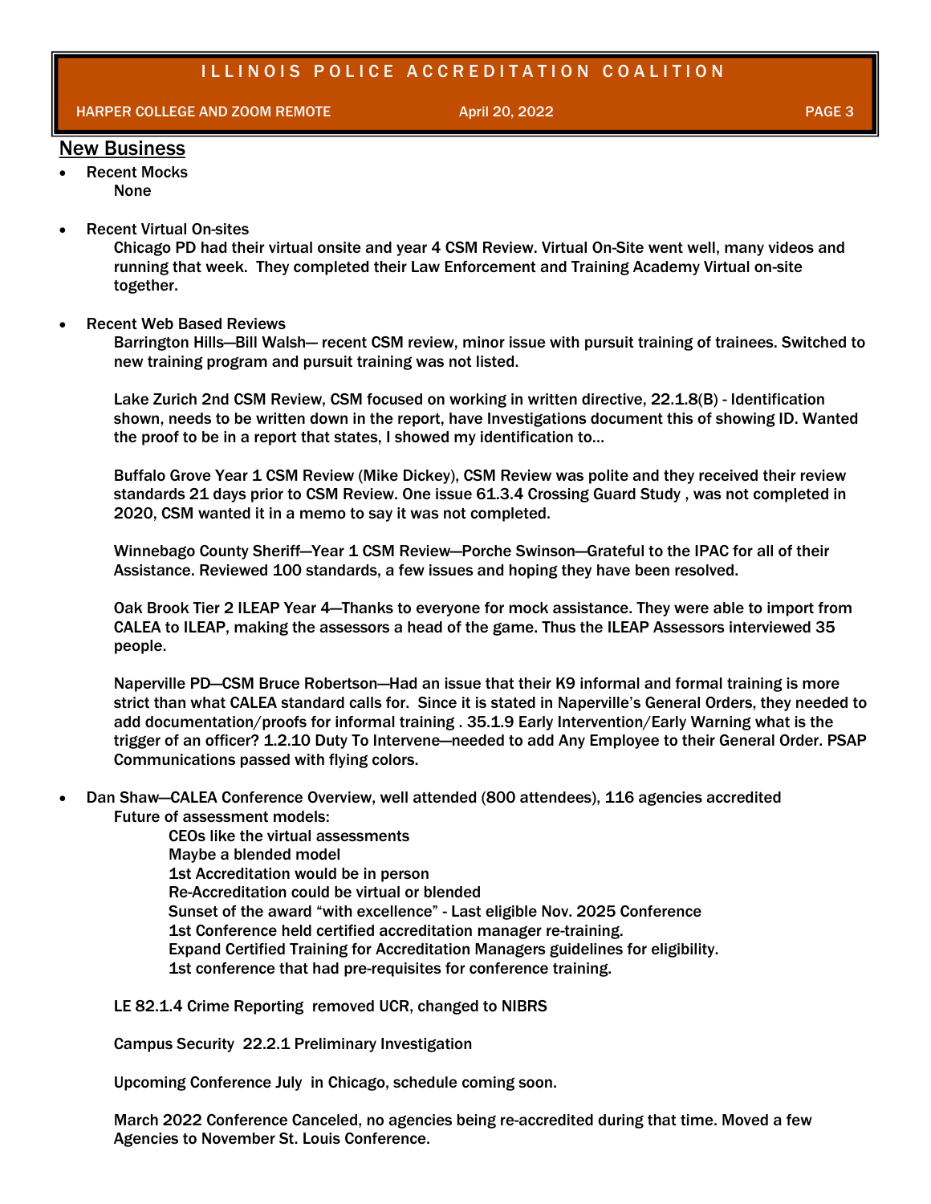## New Business

- Recent Mocks
  None

- Recent Virtual On-sites
  Chicago PD had their virtual onsite and year 4 CSM Review. Virtual On-Site went well, many videos and running that week. They completed their Law Enforcement and Training Academy Virtual on-site together.

- Recent Web Based Reviews
  Barrington Hills—Bill Walsh— recent CSM review, minor issue with pursuit training of trainees. Switched to new training program and pursuit training was not listed.

  Lake Zurich 2nd CSM Review, CSM focused on working in written directive, 22.1.8(B) - Identification shown, needs to be written down in the report, have Investigations document this of showing ID. Wanted the proof to be in a report that states, I showed my identification to…

  Buffalo Grove Year 1 CSM Review (Mike Dickey), CSM Review was polite and they received their review standards 21 days prior to CSM Review. One issue 61.3.4 Crossing Guard Study , was not completed in 2020, CSM wanted it in a memo to say it was not completed.

  Winnebago County Sheriff—Year 1 CSM Review—Porche Swinson—Grateful to the IPAC for all of their Assistance. Reviewed 100 standards, a few issues and hoping they have been resolved.

  Oak Brook Tier 2 ILEAP Year 4—Thanks to everyone for mock assistance. They were able to import from CALEA to ILEAP, making the assessors a head of the game. Thus the ILEAP Assessors interviewed 35 people.

  Naperville PD—CSM Bruce Robertson—Had an issue that their K9 informal and formal training is more strict than what CALEA standard calls for. Since it is stated in Naperville's General Orders, they needed to add documentation/proofs for informal training . 35.1.9 Early Intervention/Early Warning what is the trigger of an officer? 1.2.10 Duty To Intervene—needed to add Any Employee to their General Order. PSAP Communications passed with flying colors.

- Dan Shaw—CALEA Conference Overview, well attended (800 attendees), 116 agencies accredited
  Future of assessment models:
  - CEOs like the virtual assessments
  - Maybe a blended model
  - 1st Accreditation would be in person
  - Re-Accreditation could be virtual or blended
  - Sunset of the award "with excellence" - Last eligible Nov. 2025 Conference
  - 1st Conference held certified accreditation manager re-training.
  - Expand Certified Training for Accreditation Managers guidelines for eligibility.
  - 1st conference that had pre-requisites for conference training.

  LE 82.1.4 Crime Reporting removed UCR, changed to NIBRS

  Campus Security 22.2.1 Preliminary Investigation

  Upcoming Conference July in Chicago, schedule coming soon.

  March 2022 Conference Canceled, no agencies being re-accredited during that time. Moved a few Agencies to November St. Louis Conference.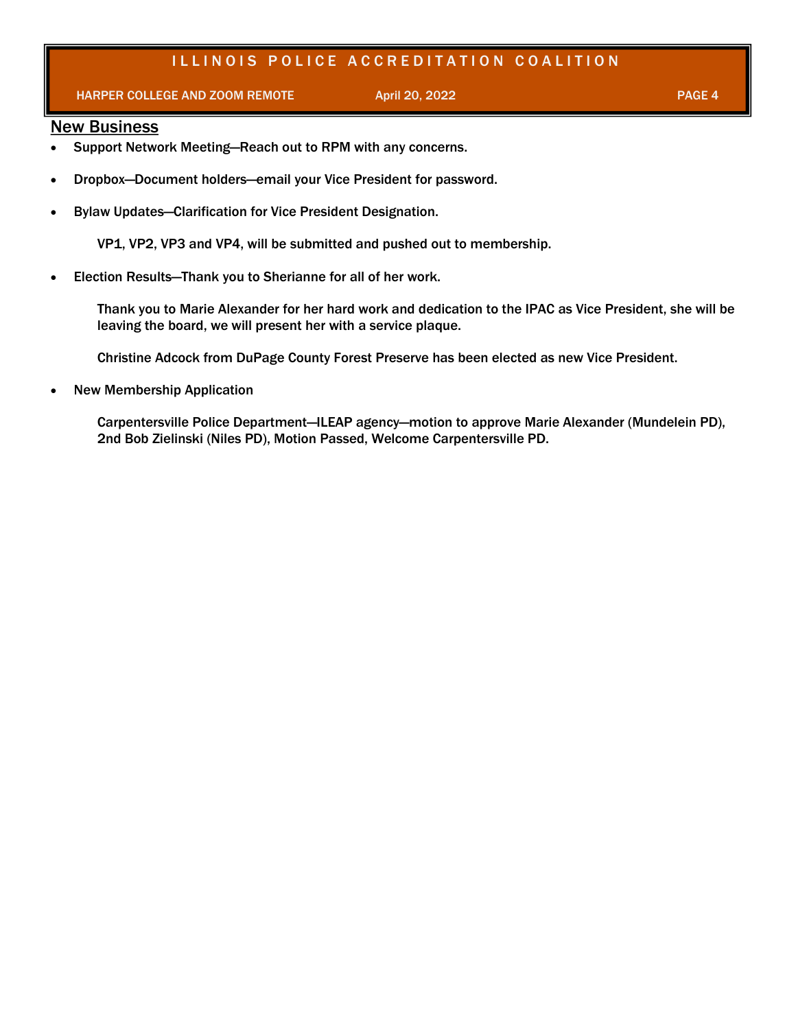## New Business

- Support Network Meeting—Reach out to RPM with any concerns.
- Dropbox—Document holders—email your Vice President for password.
- Bylaw Updates—Clarification for Vice President Designation.

  VP1, VP2, VP3 and VP4, will be submitted and pushed out to membership.

- Election Results—Thank you to Sherianne for all of her work.

  Thank you to Marie Alexander for her hard work and dedication to the IPAC as Vice President, she will be leaving the board, we will present her with a service plaque.

  Christine Adcock from DuPage County Forest Preserve has been elected as new Vice President.

- New Membership Application

  Carpentersville Police Department—ILEAP agency—motion to approve Marie Alexander (Mundelein PD), 2nd Bob Zielinski (Niles PD), Motion Passed, Welcome Carpentersville PD.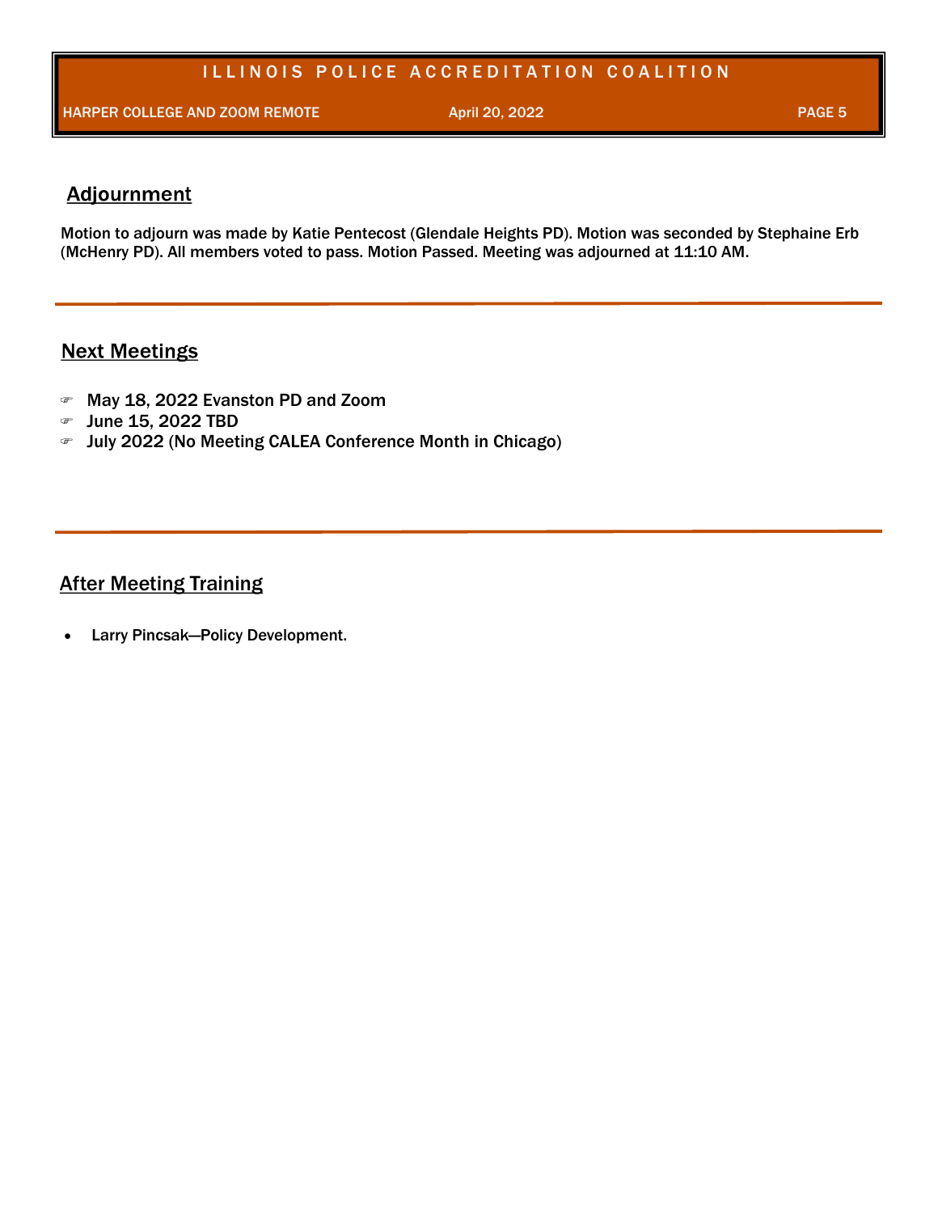## Adjournment

**Motion to adjourn was made by Katie Pentecost (Glendale Heights PD). Motion was seconded by Stephaine Erb (McHenry PD). All members voted to pass. Motion Passed. Meeting was adjourned at 11:10 AM.**

---

## Next Meetings

- **May 18, 2022 Evanston PD and Zoom**
- **June 15, 2022 TBD**
- **July 2022 (No Meeting CALEA Conference Month in Chicago)**

---

## After Meeting Training

- **Larry Pincsak—Policy Development.**